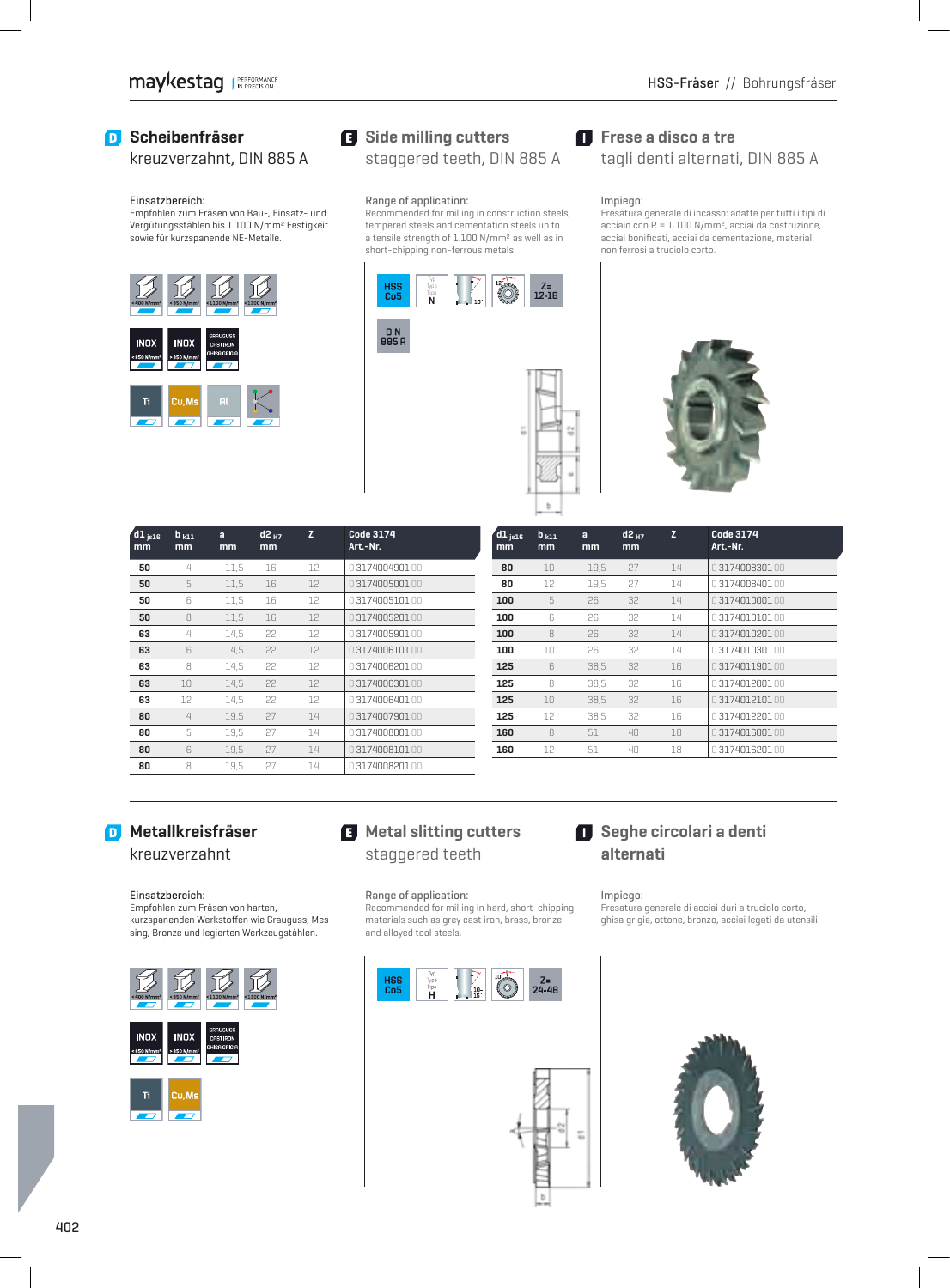HSS-Fräser // Bohrungsfräser

## D Scheibenfräser
kreuzverzahnt, DIN 885 A

**Einsatzbereich:**
Empfohlen zum Fräsen von Bau-, Einsatz- und Vergütungsstählen bis 1.100 N/mm² Festigkeit sowie für kurzspanende NE-Metalle.

## E Side milling cutters
staggered teeth, DIN 885 A

**Range of application:**
Recommended for milling in construction steels, tempered steels and cementation steels up to a tensile strength of 1.100 N/mm² as well as in short-chipping non-ferrous metals.

## I Frese a disco a tre
tagli denti alternati, DIN 885 A

**Impiego:**
Fresatura generale di incasso: adatte per tutti i tipi di acciaio con R = 1.100 N/mm², acciai da costruzione, acciai bonificati, acciai da cementazione, materiali non ferrosi a truciolo corto.

<400 N/mm² | <850 N/mm² | <1100 N/mm² | <1300 N/mm² | INOX <850 N/mm² | INOX >850 N/mm² | GRAUGUSS CASTIRON GHISA GRIGIA | Ti | Cu,Ms | Al

HSS Co5 | Typ N | 10° | 12° | Z= 12-18 | DIN 885 A

| d1 js16 mm | b k11 mm | a mm | d2 H7 mm | Z | Code 3174 Art.-Nr. |
|---|---|---|---|---|---|
| **50** | 4 | 11,5 | 16 | 12 | 0 3174004901 00 |
| **50** | 5 | 11,5 | 16 | 12 | 0 3174005001 00 |
| **50** | 6 | 11,5 | 16 | 12 | 0 3174005101 00 |
| **50** | 8 | 11,5 | 16 | 12 | 0 3174005201 00 |
| **63** | 4 | 14,5 | 22 | 12 | 0 3174005901 00 |
| **63** | 6 | 14,5 | 22 | 12 | 0 3174006101 00 |
| **63** | 8 | 14,5 | 22 | 12 | 0 3174006201 00 |
| **63** | 10 | 14,5 | 22 | 12 | 0 3174006301 00 |
| **63** | 12 | 14,5 | 22 | 12 | 0 3174006401 00 |
| **80** | 4 | 19,5 | 27 | 14 | 0 3174007901 00 |
| **80** | 5 | 19,5 | 27 | 14 | 0 3174008001 00 |
| **80** | 6 | 19,5 | 27 | 14 | 0 3174008101 00 |
| **80** | 8 | 19,5 | 27 | 14 | 0 3174008201 00 |
| **80** | 10 | 19,5 | 27 | 14 | 0 3174008301 00 |
| **80** | 12 | 19,5 | 27 | 14 | 0 3174008401 00 |
| **100** | 5 | 26 | 32 | 14 | 0 3174010001 00 |
| **100** | 6 | 26 | 32 | 14 | 0 3174010101 00 |
| **100** | 8 | 26 | 32 | 14 | 0 3174010201 00 |
| **100** | 10 | 26 | 32 | 14 | 0 3174010301 00 |
| **125** | 6 | 38,5 | 32 | 16 | 0 3174011901 00 |
| **125** | 8 | 38,5 | 32 | 16 | 0 3174012001 00 |
| **125** | 10 | 38,5 | 32 | 16 | 0 3174012101 00 |
| **125** | 12 | 38,5 | 32 | 16 | 0 3174012201 00 |
| **160** | 8 | 51 | 40 | 18 | 0 3174016001 00 |
| **160** | 12 | 51 | 40 | 18 | 0 3174016201 00 |

## D Metallkreisfräser
kreuzverzahnt

**Einsatzbereich:**
Empfohlen zum Fräsen von harten, kurzspanenden Werkstoffen wie Grauguss, Messing, Bronze und legierten Werkzeugstählen.

## E Metal slitting cutters
staggered teeth

**Range of application:**
Recommended for milling in hard, short-chipping materials such as grey cast iron, brass, bronze and alloyed tool steels.

## I Seghe circolari a denti alternati

**Impiego:**
Fresatura generale di acciai duri a truciolo corto, ghisa grigia, ottone, bronzo, acciai legati da utensili.

<400 N/mm² | <850 N/mm² | <1100 N/mm² | <1300 N/mm² | INOX <850 N/mm² | INOX >850 N/mm² | GRAUGUSS CASTIRON GHISA GRIGIA | Ti | Cu,Ms

HSS Co5 | Typ H | 10-15° | 10° | Z= 24-48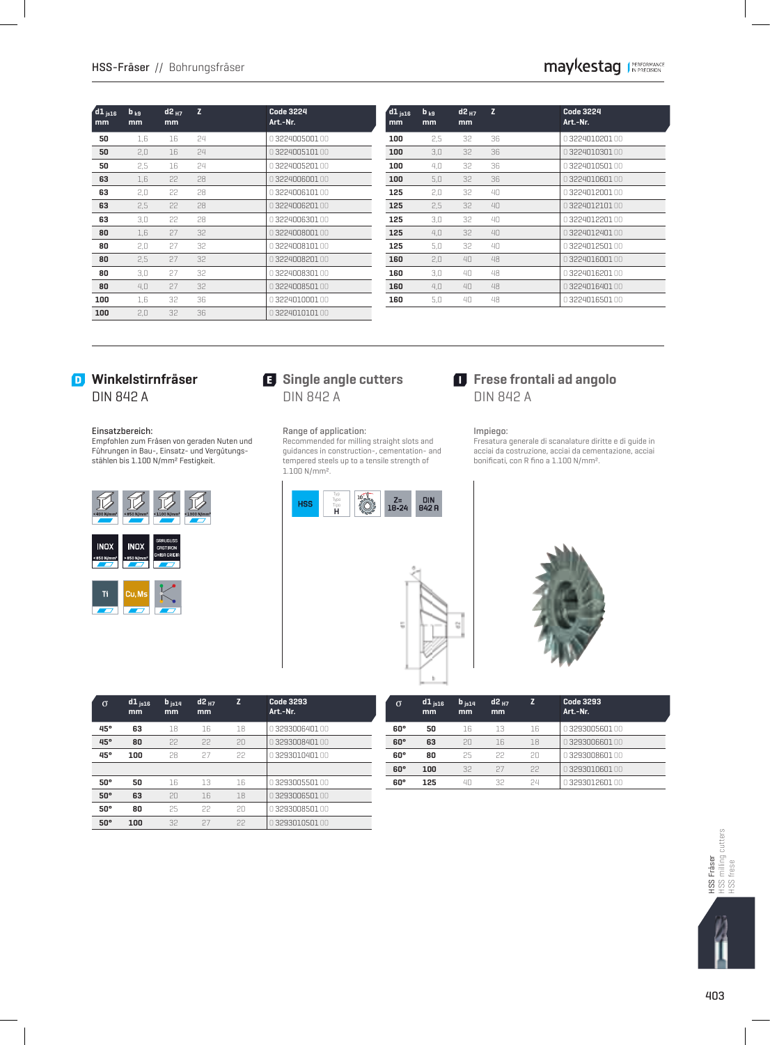## HSS-Fräser // Bohrungsfräser

| d1 js16 mm | b k9 mm | d2 H7 mm | Z | Code 3224 Art.-Nr. |
|---|---|---|---|---|
| 50 | 1,6 | 16 | 24 | 0 3224005001 00 |
| 50 | 2,0 | 16 | 24 | 0 3224005101 00 |
| 50 | 2,5 | 16 | 24 | 0 3224005201 00 |
| 63 | 1,6 | 22 | 28 | 0 3224006001 00 |
| 63 | 2,0 | 22 | 28 | 0 3224006101 00 |
| 63 | 2,5 | 22 | 28 | 0 3224006201 00 |
| 63 | 3,0 | 22 | 28 | 0 3224006301 00 |
| 80 | 1,6 | 27 | 32 | 0 3224008001 00 |
| 80 | 2,0 | 27 | 32 | 0 3224008101 00 |
| 80 | 2,5 | 27 | 32 | 0 3224008201 00 |
| 80 | 3,0 | 27 | 32 | 0 3224008301 00 |
| 80 | 4,0 | 27 | 32 | 0 3224008501 00 |
| 100 | 1,6 | 32 | 36 | 0 3224010001 00 |
| 100 | 2,0 | 32 | 36 | 0 3224010101 00 |
| 100 | 2,5 | 32 | 36 | 0 3224010201 00 |
| 100 | 3,0 | 32 | 36 | 0 3224010301 00 |
| 100 | 4,0 | 32 | 36 | 0 3224010501 00 |
| 100 | 5,0 | 32 | 36 | 0 3224010601 00 |
| 125 | 2,0 | 32 | 40 | 0 3224012001 00 |
| 125 | 2,5 | 32 | 40 | 0 3224012101 00 |
| 125 | 3,0 | 32 | 40 | 0 3224012201 00 |
| 125 | 4,0 | 32 | 40 | 0 3224012401 00 |
| 125 | 5,0 | 32 | 40 | 0 3224012501 00 |
| 160 | 2,0 | 40 | 48 | 0 3224016001 00 |
| 160 | 3,0 | 40 | 48 | 0 3224016201 00 |
| 160 | 4,0 | 40 | 48 | 0 3224016401 00 |
| 160 | 5,0 | 40 | 48 | 0 3224016501 00 |

## D Winkelstirnfräser
DIN 842 A

## E Single angle cutters
DIN 842 A

## I Frese frontali ad angolo
DIN 842 A

**Einsatzbereich:**
Empfohlen zum Fräsen von geraden Nuten und Führungen in Bau-, Einsatz- und Vergütungsstählen bis 1.100 N/mm² Festigkeit.

**Range of application:**
Recommended for milling straight slots and guidances in construction-, cementation- and tempered steels up to a tensile strength of 1.100 N/mm².

**Impiego:**
Fresatura generale di scanalature diritte e di guide in acciai da costruzione, acciai da cementazione, acciai bonificati, con R fino a 1.100 N/mm².

<400 N/mm² | <850 N/mm² | <1100 N/mm² | <1300 N/mm² | INOX <850 N/mm² | INOX >850 N/mm² | GRAUGUSS CAST IRON GHISA GRIGIA | Ti | Cu,Ms

HSS | Typ H | Z= 18-24 | DIN 842 A

| σ | d1 js16 mm | b js14 mm | d2 H7 mm | Z | Code 3293 Art.-Nr. |
|---|---|---|---|---|---|
| 45° | 63 | 18 | 16 | 18 | 0 3293006401 00 |
| 45° | 80 | 22 | 22 | 20 | 0 3293008401 00 |
| 45° | 100 | 28 | 27 | 22 | 0 3293010401 00 |
| | | | | | |
| 50° | 50 | 16 | 13 | 16 | 0 3293005501 00 |
| 50° | 63 | 20 | 16 | 18 | 0 3293006501 00 |
| 50° | 80 | 25 | 22 | 20 | 0 3293008501 00 |
| 50° | 100 | 32 | 27 | 22 | 0 3293010501 00 |
| 60° | 50 | 16 | 13 | 16 | 0 3293005601 00 |
| 60° | 63 | 20 | 16 | 18 | 0 3293006601 00 |
| 60° | 80 | 25 | 22 | 20 | 0 3293008601 00 |
| 60° | 100 | 32 | 27 | 22 | 0 3293010601 00 |
| 60° | 125 | 40 | 32 | 24 | 0 3293012601 00 |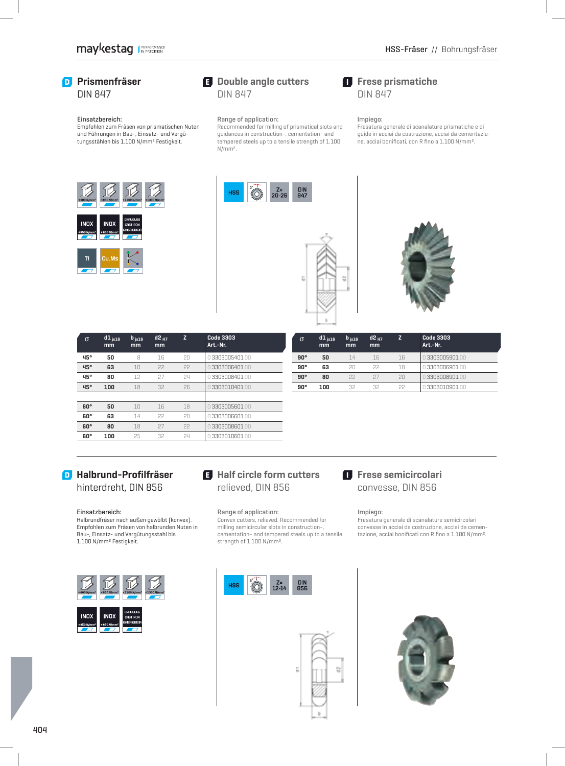## D Prismenfräser
DIN 847

## E Double angle cutters
DIN 847

## I Frese prismatiche
DIN 847

Einsatzbereich:
Empfohlen zum Fräsen von prismatischen Nuten und Führungen in Bau-, Einsatz- und Vergütungsstählen bis 1.100 N/mm² Festigkeit.

Range of application:
Recommended for milling of prismatical slots and guidances in construction-, cementation- and tempered steels up to a tensile strength of 1.100 N/mm².

Impiego:
Fresatura generale di scanalature prismatiche e di guide in acciai da costruzione, acciai da cementazione, acciai bonificati, con R fino a 1.100 N/mm².

HSS | Z= 20-26 | DIN 847

| σ | d1 js16 mm | b js16 mm | d2 H7 mm | Z | Code 3303 Art.-Nr. |
|---|---|---|---|---|---|
| 45° | 50 | 8 | 16 | 20 | 0 3303005401 00 |
| 45° | 63 | 10 | 22 | 22 | 0 3303006401 00 |
| 45° | 80 | 12 | 27 | 24 | 0 3303008401 00 |
| 45° | 100 | 18 | 32 | 26 | 0 3303010401 00 |
| 60° | 50 | 10 | 16 | 18 | 0 3303005601 00 |
| 60° | 63 | 14 | 22 | 20 | 0 3303006601 00 |
| 60° | 80 | 18 | 27 | 22 | 0 3303008601 00 |
| 60° | 100 | 25 | 32 | 24 | 0 3303010601 00 |

| σ | d1 js16 mm | b js16 mm | d2 H7 mm | Z | Code 3303 Art.-Nr. |
|---|---|---|---|---|---|
| 90° | 50 | 14 | 16 | 16 | 0 3303005901 00 |
| 90° | 63 | 20 | 22 | 18 | 0 3303006901 00 |
| 90° | 80 | 22 | 27 | 20 | 0 3303008901 00 |
| 90° | 100 | 32 | 32 | 22 | 0 3303010901 00 |

## D Halbrund-Profilfräser
hinterdreht, DIN 856

## E Half circle form cutters
relieved, DIN 856

## I Frese semicircolari
convesse, DIN 856

Einsatzbereich:
Halbrundfräser nach außen gewölbt (konvex). Empfohlen zum Fräsen von halbrunden Nuten in Bau-, Einsatz- und Vergütungsstahl bis 1.100 N/mm² Festigkeit.

Range of application:
Convex cutters, relieved. Recommended for milling semicircular slots in construction-, cementation- and tempered steels up to a tensile strength of 1.100 N/mm².

Impiego:
Fresatura generale di scanalature semicircolari convesse in acciai da costruzione, acciai da cementazione, acciai bonificati con R fino a 1.100 N/mm².

HSS | Z= 12-14 | DIN 856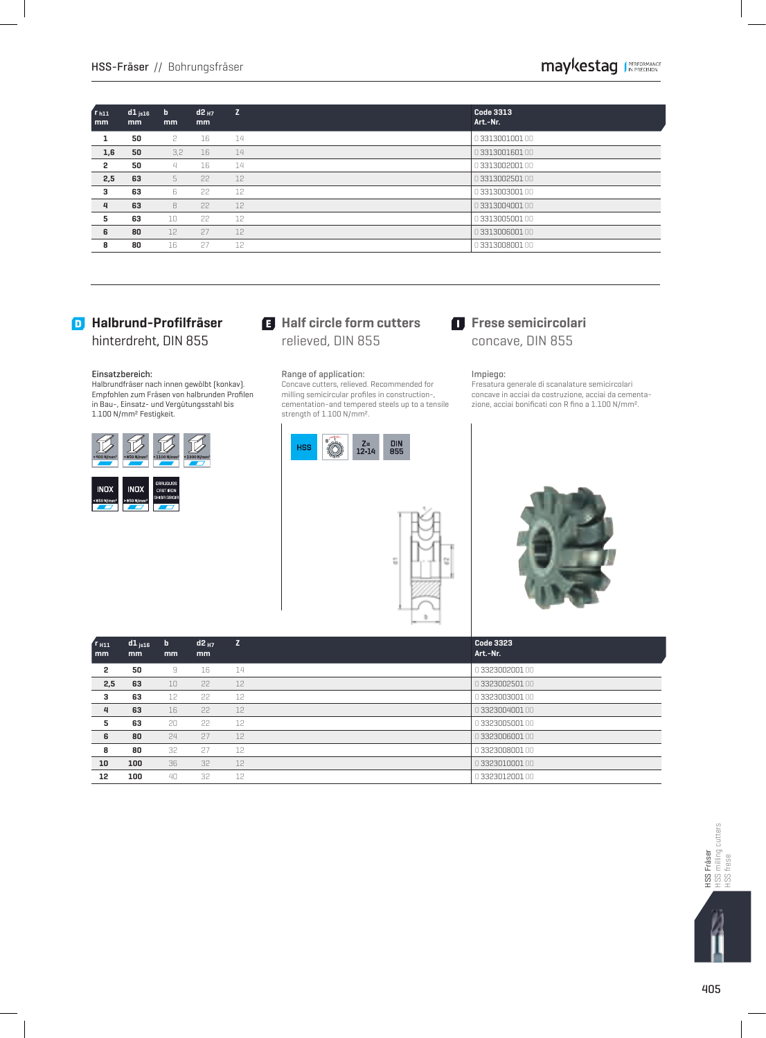| r h11 mm | d1 js16 mm | b mm | d2 H7 mm | Z | Code 3313 Art.-Nr. |
|---|---|---|---|---|---|
| 1 | 50 | 2 | 16 | 14 | 0 3313001001 00 |
| 1,6 | 50 | 3,2 | 16 | 14 | 0 3313001601 00 |
| 2 | 50 | 4 | 16 | 14 | 0 3313002001 00 |
| 2,5 | 63 | 5 | 22 | 12 | 0 3313002501 00 |
| 3 | 63 | 6 | 22 | 12 | 0 3313003001 00 |
| 4 | 63 | 8 | 22 | 12 | 0 3313004001 00 |
| 5 | 63 | 10 | 22 | 12 | 0 3313005001 00 |
| 6 | 80 | 12 | 27 | 12 | 0 3313006001 00 |
| 8 | 80 | 16 | 27 | 12 | 0 3313008001 00 |

## D Halbrund-Profilfräser
hinterdreht, DIN 855

Einsatzbereich:
Halbrundfräser nach innen gewölbt (konkav). Empfohlen zum Fräsen von halbrunden Profilen in Bau-, Einsatz- und Vergütungsstahl bis 1.100 N/mm² Festigkeit.

<500 N/mm² | <850 N/mm² | <1100 N/mm² | <1300 N/mm²

INOX <850 N/mm² | INOX >850 N/mm² | GRAUGUSS CAST IRON GHISA GRIGIA

## E Half circle form cutters
relieved, DIN 855

Range of application:
Concave cutters, relieved. Recommended for milling semicircular profiles in construction-, cementation-and tempered steels up to a tensile strength of 1.100 N/mm².

HSS | Z= 12-14 | DIN 855

## I Frese semicircolari
concave, DIN 855

Impiego:
Fresatura generale di scanalature semicircolari concave in acciai da costruzione, acciai da cementazione, acciai bonificati con R fino a 1.100 N/mm².

| r H11 mm | d1 js16 mm | b mm | d2 H7 mm | Z | Code 3323 Art.-Nr. |
|---|---|---|---|---|---|
| 2 | 50 | 9 | 16 | 14 | 0 3323002001 00 |
| 2,5 | 63 | 10 | 22 | 12 | 0 3323002501 00 |
| 3 | 63 | 12 | 22 | 12 | 0 3323003001 00 |
| 4 | 63 | 16 | 22 | 12 | 0 3323004001 00 |
| 5 | 63 | 20 | 22 | 12 | 0 3323005001 00 |
| 6 | 80 | 24 | 27 | 12 | 0 3323006001 00 |
| 8 | 80 | 32 | 27 | 12 | 0 3323008001 00 |
| 10 | 100 | 36 | 32 | 12 | 0 3323010001 00 |
| 12 | 100 | 40 | 32 | 12 | 0 3323012001 00 |